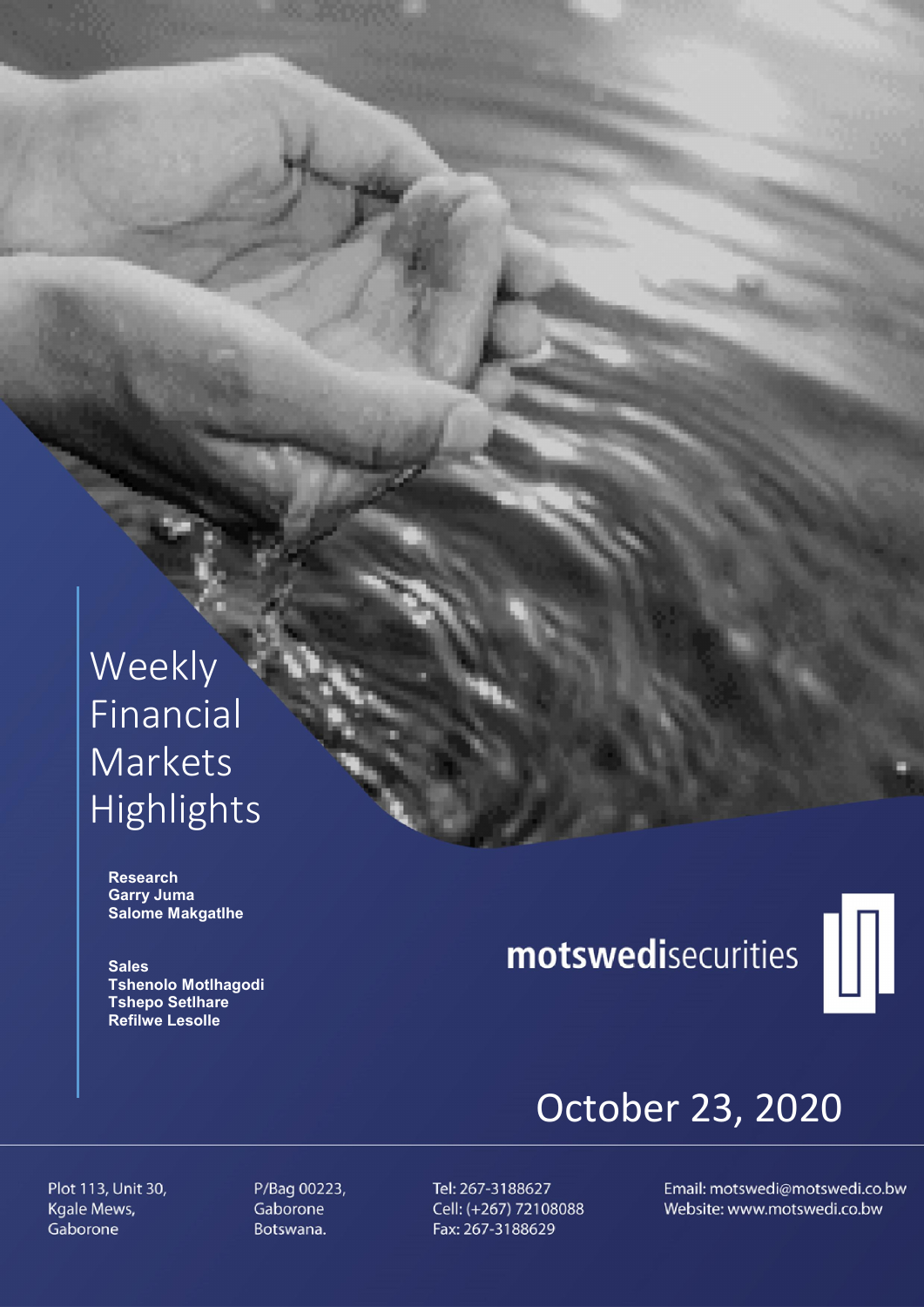# Weekly Financial Markets Highlights

**Research**
**Garry Juma**
**Salome Makgatlhe**

**Sales**
**Tshenolo Motlhagodi**
**Tshepo Setlhare**
**Refilwe Lesolle**

**motswedi**securities

October 23, 2020

Plot 113, Unit 30,
Kgale Mews,
Gaborone

P/Bag 00223,
Gaborone
Botswana.

Tel: 267-3188627
Cell: (+267) 72108088
Fax: 267-3188629

Email: motswedi@motswedi.co.bw
Website: www.motswedi.co.bw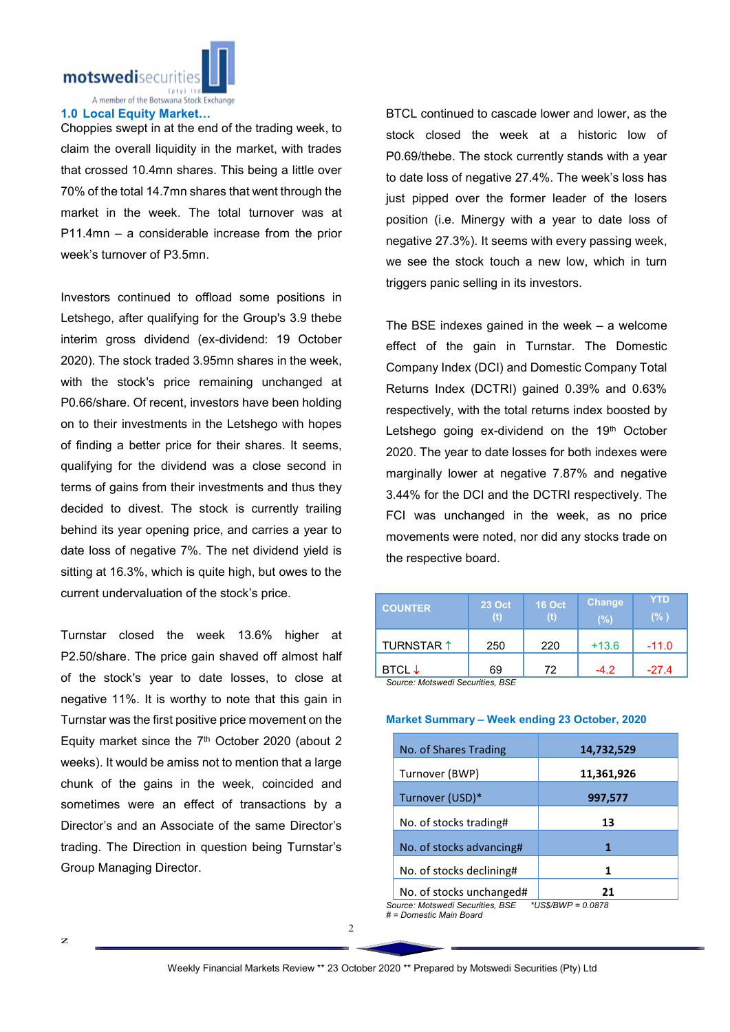## 1.0 Local Equity Market…

Choppies swept in at the end of the trading week, to claim the overall liquidity in the market, with trades that crossed 10.4mn shares. This being a little over 70% of the total 14.7mn shares that went through the market in the week. The total turnover was at P11.4mn – a considerable increase from the prior week's turnover of P3.5mn.

Investors continued to offload some positions in Letshego, after qualifying for the Group's 3.9 thebe interim gross dividend (ex-dividend: 19 October 2020). The stock traded 3.95mn shares in the week, with the stock's price remaining unchanged at P0.66/share. Of recent, investors have been holding on to their investments in the Letshego with hopes of finding a better price for their shares. It seems, qualifying for the dividend was a close second in terms of gains from their investments and thus they decided to divest. The stock is currently trailing behind its year opening price, and carries a year to date loss of negative 7%. The net dividend yield is sitting at 16.3%, which is quite high, but owes to the current undervaluation of the stock's price.

Turnstar closed the week 13.6% higher at P2.50/share. The price gain shaved off almost half of the stock's year to date losses, to close at negative 11%. It is worthy to note that this gain in Turnstar was the first positive price movement on the Equity market since the 7th October 2020 (about 2 weeks). It would be amiss not to mention that a large chunk of the gains in the week, coincided and sometimes were an effect of transactions by a Director's and an Associate of the same Director's trading. The Direction in question being Turnstar's Group Managing Director.

BTCL continued to cascade lower and lower, as the stock closed the week at a historic low of P0.69/thebe. The stock currently stands with a year to date loss of negative 27.4%. The week's loss has just pipped over the former leader of the losers position (i.e. Minergy with a year to date loss of negative 27.3%). It seems with every passing week, we see the stock touch a new low, which in turn triggers panic selling in its investors.

The BSE indexes gained in the week – a welcome effect of the gain in Turnstar. The Domestic Company Index (DCI) and Domestic Company Total Returns Index (DCTRI) gained 0.39% and 0.63% respectively, with the total returns index boosted by Letshego going ex-dividend on the 19th October 2020. The year to date losses for both indexes were marginally lower at negative 7.87% and negative 3.44% for the DCI and the DCTRI respectively. The FCI was unchanged in the week, as no price movements were noted, nor did any stocks trade on the respective board.

| COUNTER | 23 Oct (t) | 16 Oct (t) | Change (%) | YTD (%) |
|---|---|---|---|---|
| TURNSTAR ↑ | 250 | 220 | +13.6 | -11.0 |
| BTCL ↓ | 69 | 72 | -4.2 | -27.4 |

*Source: Motswedi Securities, BSE*

**Market Summary – Week ending 23 October, 2020**

| | |
|---|---|
| No. of Shares Trading | **14,732,529** |
| Turnover (BWP) | **11,361,926** |
| Turnover (USD)* | **997,577** |
| No. of stocks trading# | **13** |
| No. of stocks advancing# | **1** |
| No. of stocks declining# | **1** |
| No. of stocks unchanged# | **21** |

*Source: Motswedi Securities, BSE* *\*US$/BWP = 0.0878*
*# = Domestic Main Board*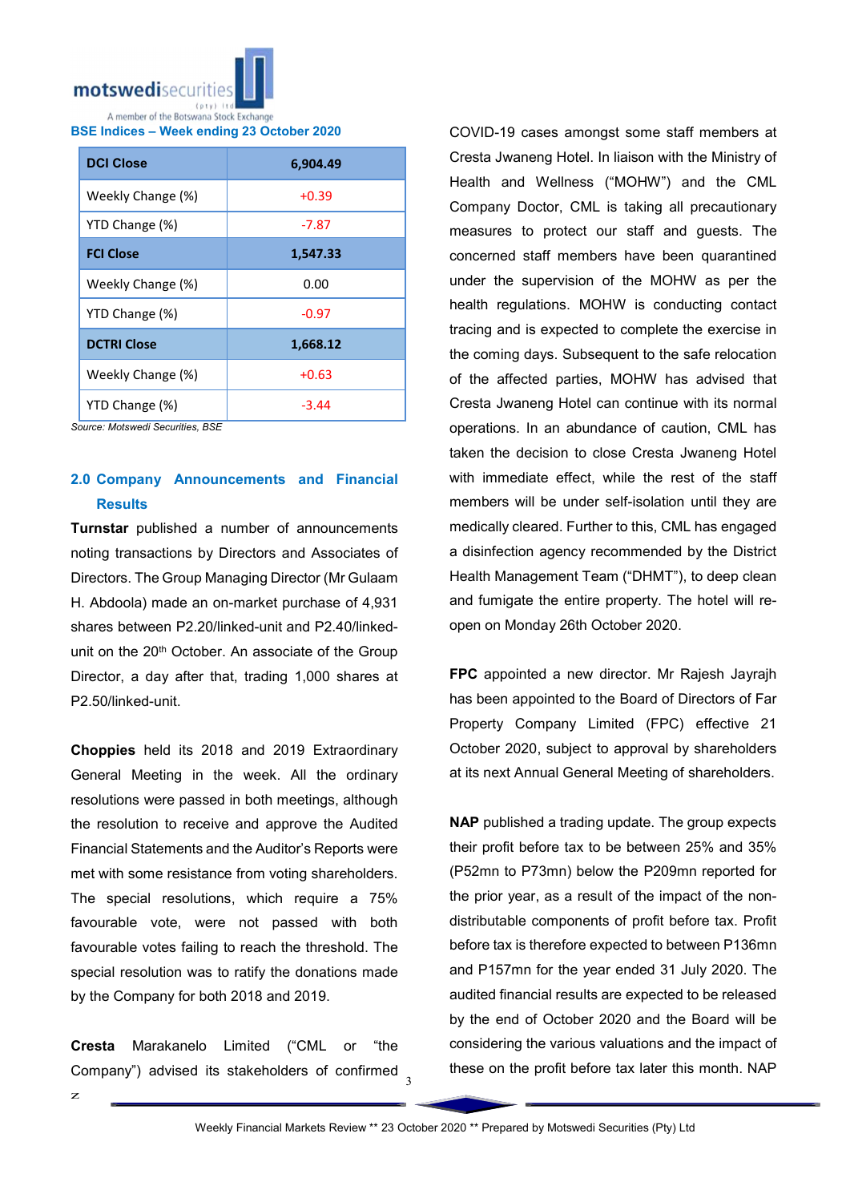**BSE Indices – Week ending 23 October 2020**

| DCI Close | 6,904.49 |
|---|---|
| Weekly Change (%) | +0.39 |
| YTD Change (%) | -7.87 |
| **FCI Close** | **1,547.33** |
| Weekly Change (%) | 0.00 |
| YTD Change (%) | -0.97 |
| **DCTRI Close** | **1,668.12** |
| Weekly Change (%) | +0.63 |
| YTD Change (%) | -3.44 |

*Source: Motswedi Securities, BSE*

## 2.0 Company Announcements and Financial Results

**Turnstar** published a number of announcements noting transactions by Directors and Associates of Directors. The Group Managing Director (Mr Gulaam H. Abdoola) made an on-market purchase of 4,931 shares between P2.20/linked-unit and P2.40/linked-unit on the 20th October. An associate of the Group Director, a day after that, trading 1,000 shares at P2.50/linked-unit.

**Choppies** held its 2018 and 2019 Extraordinary General Meeting in the week. All the ordinary resolutions were passed in both meetings, although the resolution to receive and approve the Audited Financial Statements and the Auditor's Reports were met with some resistance from voting shareholders. The special resolutions, which require a 75% favourable vote, were not passed with both favourable votes failing to reach the threshold. The special resolution was to ratify the donations made by the Company for both 2018 and 2019.

**Cresta** Marakanelo Limited ("CML or "the Company") advised its stakeholders of confirmed COVID-19 cases amongst some staff members at Cresta Jwaneng Hotel. In liaison with the Ministry of Health and Wellness ("MOHW") and the CML Company Doctor, CML is taking all precautionary measures to protect our staff and guests. The concerned staff members have been quarantined under the supervision of the MOHW as per the health regulations. MOHW is conducting contact tracing and is expected to complete the exercise in the coming days. Subsequent to the safe relocation of the affected parties, MOHW has advised that Cresta Jwaneng Hotel can continue with its normal operations. In an abundance of caution, CML has taken the decision to close Cresta Jwaneng Hotel with immediate effect, while the rest of the staff members will be under self-isolation until they are medically cleared. Further to this, CML has engaged a disinfection agency recommended by the District Health Management Team ("DHMT"), to deep clean and fumigate the entire property. The hotel will re-open on Monday 26th October 2020.

**FPC** appointed a new director. Mr Rajesh Jayrajh has been appointed to the Board of Directors of Far Property Company Limited (FPC) effective 21 October 2020, subject to approval by shareholders at its next Annual General Meeting of shareholders.

**NAP** published a trading update. The group expects their profit before tax to be between 25% and 35% (P52mn to P73mn) below the P209mn reported for the prior year, as a result of the impact of the non-distributable components of profit before tax. Profit before tax is therefore expected to between P136mn and P157mn for the year ended 31 July 2020. The audited financial results are expected to be released by the end of October 2020 and the Board will be considering the various valuations and the impact of these on the profit before tax later this month. NAP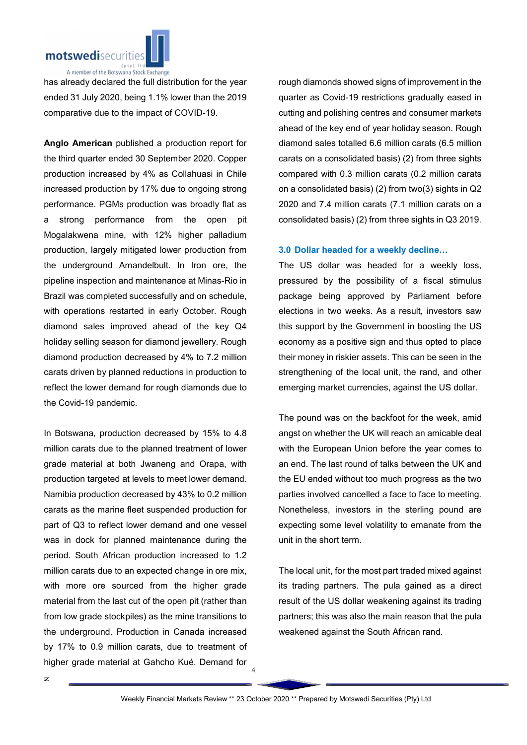has already declared the full distribution for the year ended 31 July 2020, being 1.1% lower than the 2019 comparative due to the impact of COVID-19.

**Anglo American** published a production report for the third quarter ended 30 September 2020. Copper production increased by 4% as Collahuasi in Chile increased production by 17% due to ongoing strong performance. PGMs production was broadly flat as a strong performance from the open pit Mogalakwena mine, with 12% higher palladium production, largely mitigated lower production from the underground Amandelbult. In Iron ore, the pipeline inspection and maintenance at Minas-Rio in Brazil was completed successfully and on schedule, with operations restarted in early October. Rough diamond sales improved ahead of the key Q4 holiday selling season for diamond jewellery. Rough diamond production decreased by 4% to 7.2 million carats driven by planned reductions in production to reflect the lower demand for rough diamonds due to the Covid-19 pandemic.

In Botswana, production decreased by 15% to 4.8 million carats due to the planned treatment of lower grade material at both Jwaneng and Orapa, with production targeted at levels to meet lower demand. Namibia production decreased by 43% to 0.2 million carats as the marine fleet suspended production for part of Q3 to reflect lower demand and one vessel was in dock for planned maintenance during the period. South African production increased to 1.2 million carats due to an expected change in ore mix, with more ore sourced from the higher grade material from the last cut of the open pit (rather than from low grade stockpiles) as the mine transitions to the underground. Production in Canada increased by 17% to 0.9 million carats, due to treatment of higher grade material at Gahcho Kué. Demand for rough diamonds showed signs of improvement in the quarter as Covid-19 restrictions gradually eased in cutting and polishing centres and consumer markets ahead of the key end of year holiday season. Rough diamond sales totalled 6.6 million carats (6.5 million carats on a consolidated basis) (2) from three sights compared with 0.3 million carats (0.2 million carats on a consolidated basis) (2) from two(3) sights in Q2 2020 and 7.4 million carats (7.1 million carats on a consolidated basis) (2) from three sights in Q3 2019.

### 3.0 Dollar headed for a weekly decline…

The US dollar was headed for a weekly loss, pressured by the possibility of a fiscal stimulus package being approved by Parliament before elections in two weeks. As a result, investors saw this support by the Government in boosting the US economy as a positive sign and thus opted to place their money in riskier assets. This can be seen in the strengthening of the local unit, the rand, and other emerging market currencies, against the US dollar.

The pound was on the backfoot for the week, amid angst on whether the UK will reach an amicable deal with the European Union before the year comes to an end. The last round of talks between the UK and the EU ended without too much progress as the two parties involved cancelled a face to face meeting. Nonetheless, investors in the sterling pound are expecting some level volatility to emanate from the unit in the short term.

The local unit, for the most part traded mixed against its trading partners. The pula gained as a direct result of the US dollar weakening against its trading partners; this was also the main reason that the pula weakened against the South African rand.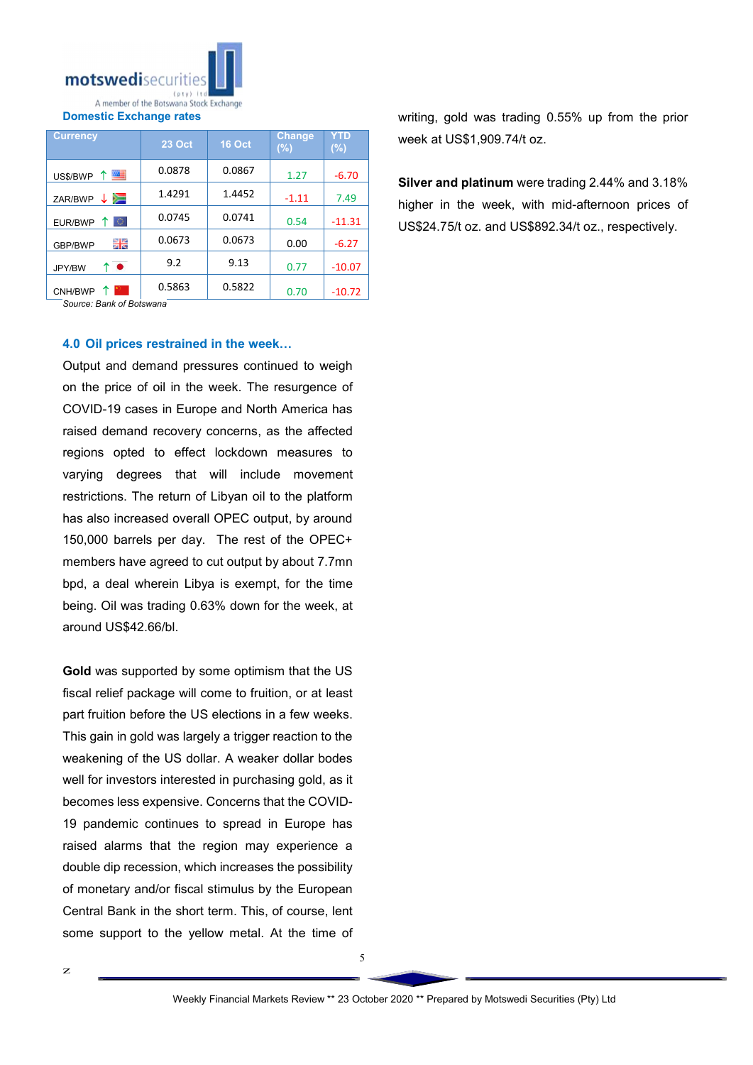**Domestic Exchange rates**

| Currency | 23 Oct | 16 Oct | Change (%) | YTD (%) |
|---|---|---|---|---|
| US$/BWP ↑ | 0.0878 | 0.0867 | 1.27 | -6.70 |
| ZAR/BWP ↓ | 1.4291 | 1.4452 | -1.11 | 7.49 |
| EUR/BWP ↑ | 0.0745 | 0.0741 | 0.54 | -11.31 |
| GBP/BWP | 0.0673 | 0.0673 | 0.00 | -6.27 |
| JPY/BW ↑ | 9.2 | 9.13 | 0.77 | -10.07 |
| CNH/BWP ↑ | 0.5863 | 0.5822 | 0.70 | -10.72 |

*Source: Bank of Botswana*

### 4.0 Oil prices restrained in the week…

Output and demand pressures continued to weigh on the price of oil in the week. The resurgence of COVID-19 cases in Europe and North America has raised demand recovery concerns, as the affected regions opted to effect lockdown measures to varying degrees that will include movement restrictions. The return of Libyan oil to the platform has also increased overall OPEC output, by around 150,000 barrels per day. The rest of the OPEC+ members have agreed to cut output by about 7.7mn bpd, a deal wherein Libya is exempt, for the time being. Oil was trading 0.63% down for the week, at around US$42.66/bl.

**Gold** was supported by some optimism that the US fiscal relief package will come to fruition, or at least part fruition before the US elections in a few weeks. This gain in gold was largely a trigger reaction to the weakening of the US dollar. A weaker dollar bodes well for investors interested in purchasing gold, as it becomes less expensive. Concerns that the COVID-19 pandemic continues to spread in Europe has raised alarms that the region may experience a double dip recession, which increases the possibility of monetary and/or fiscal stimulus by the European Central Bank in the short term. This, of course, lent some support to the yellow metal. At the time of writing, gold was trading 0.55% up from the prior week at US$1,909.74/t oz.

**Silver and platinum** were trading 2.44% and 3.18% higher in the week, with mid-afternoon prices of US$24.75/t oz. and US$892.34/t oz., respectively.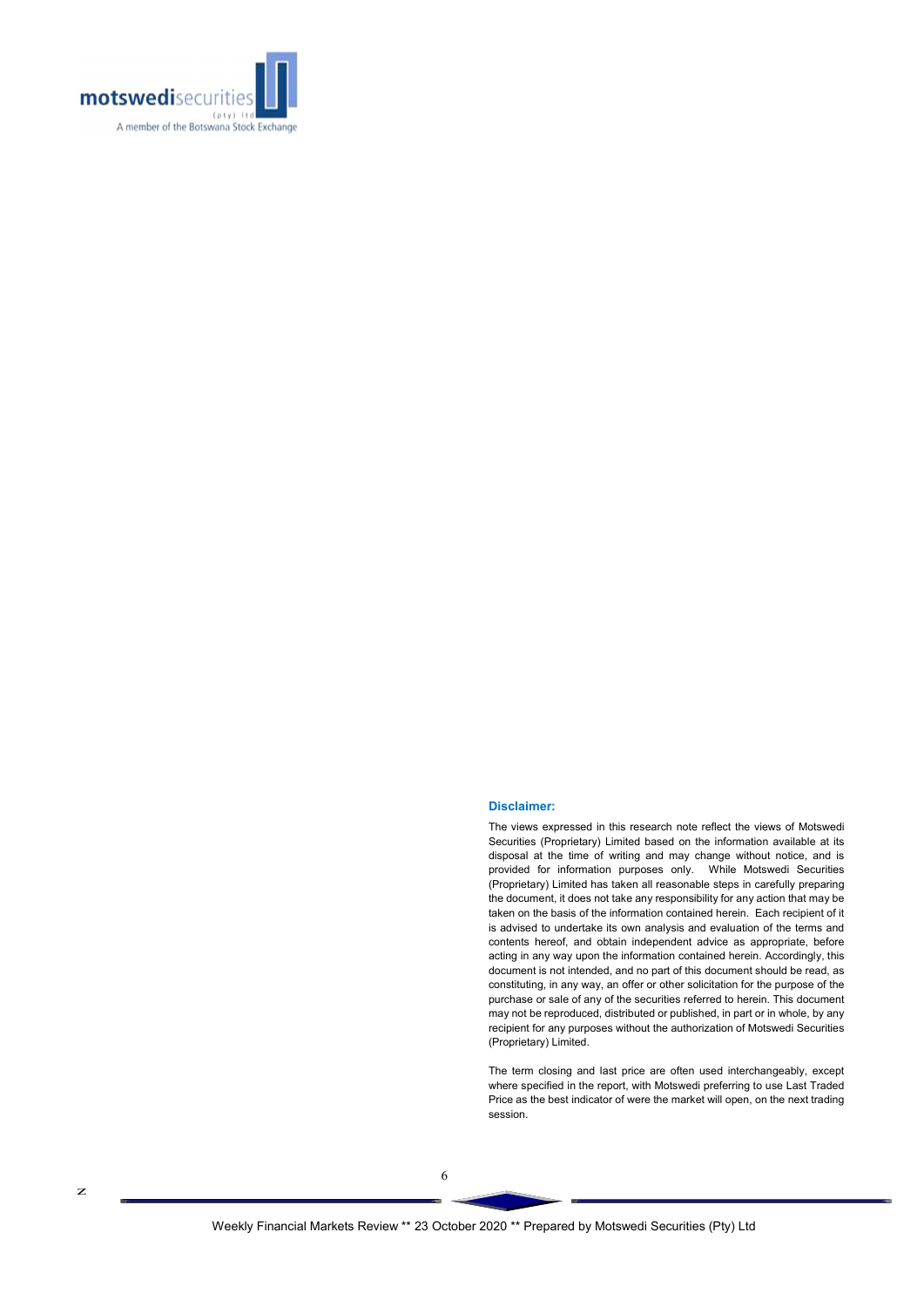### Disclaimer:

The views expressed in this research note reflect the views of Motswedi Securities (Proprietary) Limited based on the information available at its disposal at the time of writing and may change without notice, and is provided for information purposes only. While Motswedi Securities (Proprietary) Limited has taken all reasonable steps in carefully preparing the document, it does not take any responsibility for any action that may be taken on the basis of the information contained herein. Each recipient of it is advised to undertake its own analysis and evaluation of the terms and contents hereof, and obtain independent advice as appropriate, before acting in any way upon the information contained herein. Accordingly, this document is not intended, and no part of this document should be read, as constituting, in any way, an offer or other solicitation for the purpose of the purchase or sale of any of the securities referred to herein. This document may not be reproduced, distributed or published, in part or in whole, by any recipient for any purposes without the authorization of Motswedi Securities (Proprietary) Limited.

The term closing and last price are often used interchangeably, except where specified in the report, with Motswedi preferring to use Last Traded Price as the best indicator of were the market will open, on the next trading session.